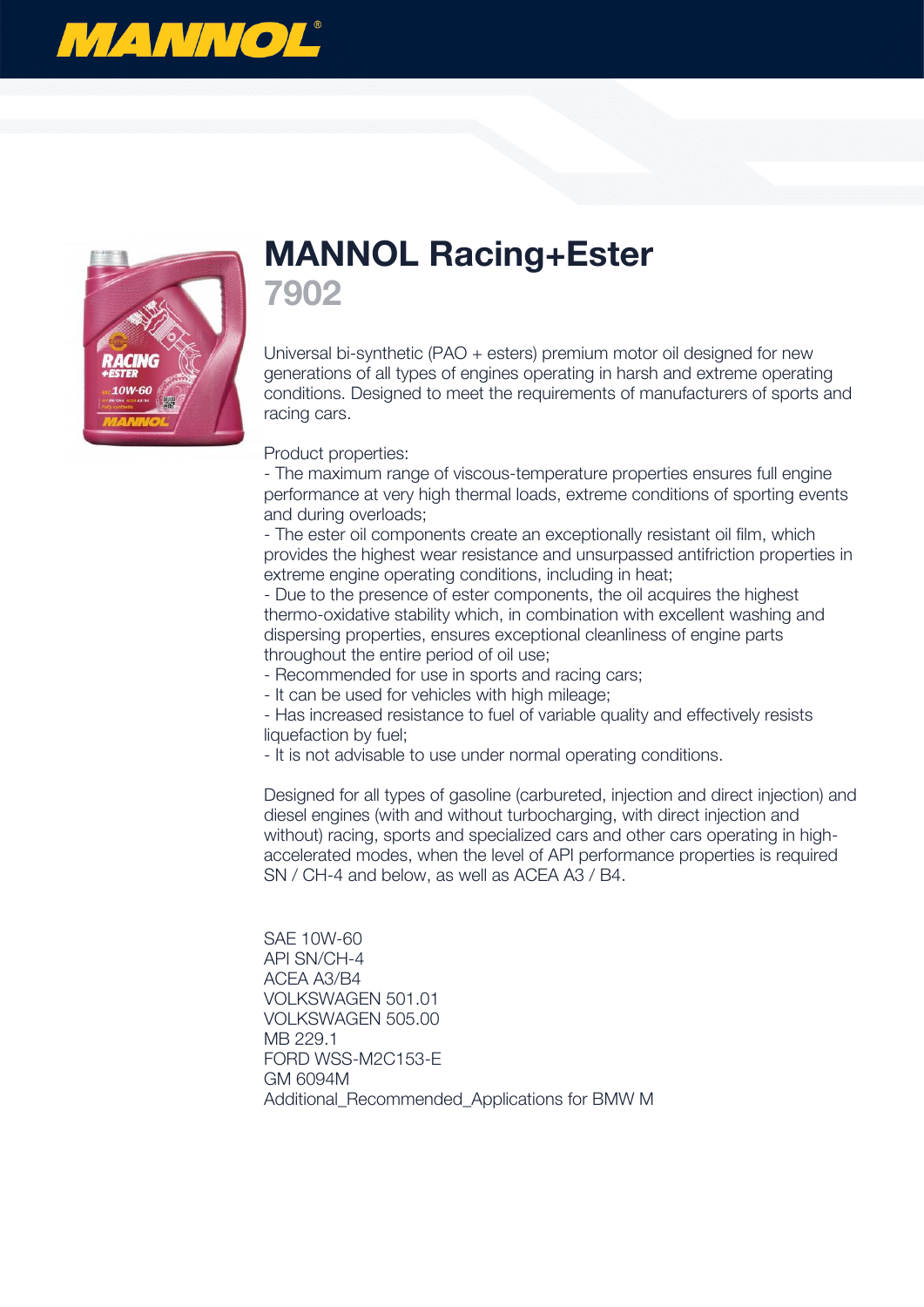# MANNOL Racing+Ester

## 7902

Universal bi-synthetic (PAO + esters) premium motor oil designed for new generations of all types of engines operating in harsh and extreme operating conditions. Designed to meet the requirements of manufacturers of sports and racing cars.

Product properties:
- The maximum range of viscous-temperature properties ensures full engine performance at very high thermal loads, extreme conditions of sporting events and during overloads;
- The ester oil components create an exceptionally resistant oil film, which provides the highest wear resistance and unsurpassed antifriction properties in extreme engine operating conditions, including in heat;
- Due to the presence of ester components, the oil acquires the highest thermo-oxidative stability which, in combination with excellent washing and dispersing properties, ensures exceptional cleanliness of engine parts throughout the entire period of oil use;
- Recommended for use in sports and racing cars;
- It can be used for vehicles with high mileage;
- Has increased resistance to fuel of variable quality and effectively resists liquefaction by fuel;
- It is not advisable to use under normal operating conditions.

Designed for all types of gasoline (carbureted, injection and direct injection) and diesel engines (with and without turbocharging, with direct injection and without) racing, sports and specialized cars and other cars operating in high-accelerated modes, when the level of API performance properties is required SN / CH-4 and below, as well as ACEA A3 / B4.

SAE 10W-60
API SN/CH-4
ACEA A3/B4
VOLKSWAGEN 501.01
VOLKSWAGEN 505.00
MB 229.1
FORD WSS-M2C153-E
GM 6094M
Additional_Recommended_Applications for BMW M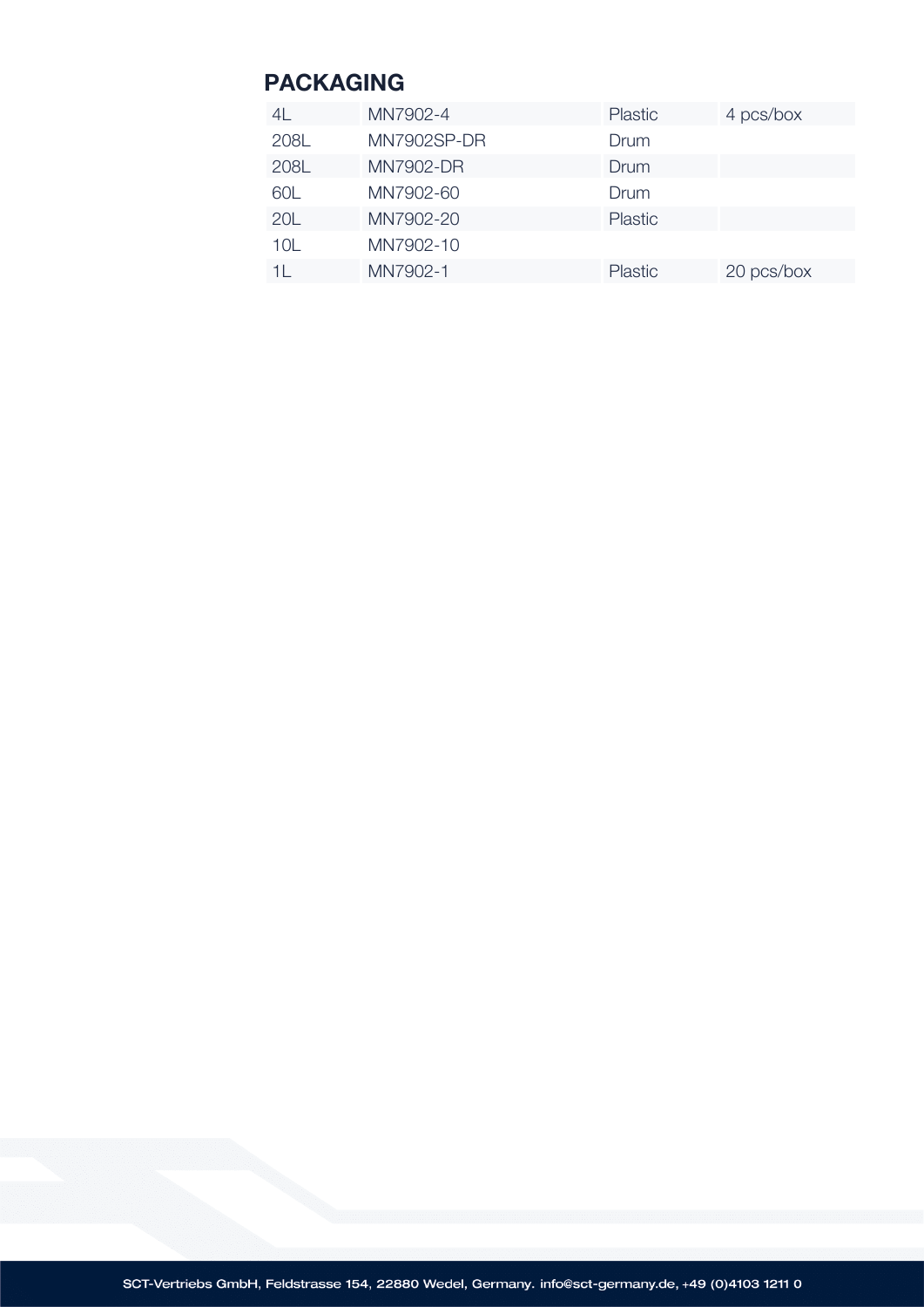## PACKAGING

| | | | |
|---|---|---|---|
| 4L | MN7902-4 | Plastic | 4 pcs/box |
| 208L | MN7902SP-DR | Drum | |
| 208L | MN7902-DR | Drum | |
| 60L | MN7902-60 | Drum | |
| 20L | MN7902-20 | Plastic | |
| 10L | MN7902-10 | | |
| 1L | MN7902-1 | Plastic | 20 pcs/box |

SCT-Vertriebs GmbH, Feldstrasse 154, 22880 Wedel, Germany. info@sct-germany.de, +49 (0)4103 1211 0